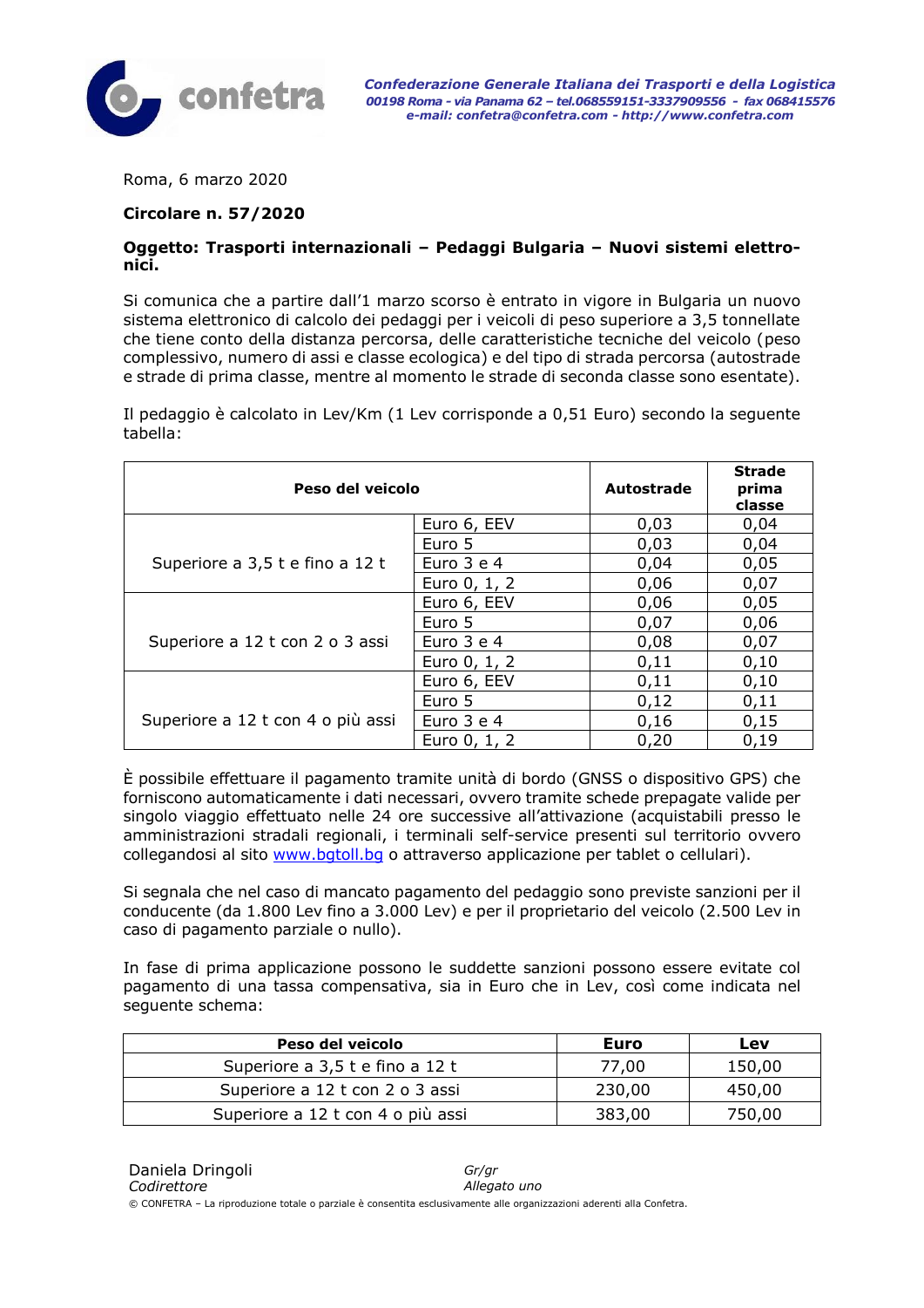confetra

*Confederazione Generale Italiana dei Trasporti e della Logistica*
*00198 Roma - via Panama 62 – tel.068559151-3337909556 - fax 068415576*
*e-mail: confetra@confetra.com - http://www.confetra.com*

Roma, 6 marzo 2020

**Circolare n. 57/2020**

**Oggetto: Trasporti internazionali – Pedaggi Bulgaria – Nuovi sistemi elettronici.**

Si comunica che a partire dall'1 marzo scorso è entrato in vigore in Bulgaria un nuovo sistema elettronico di calcolo dei pedaggi per i veicoli di peso superiore a 3,5 tonnellate che tiene conto della distanza percorsa, delle caratteristiche tecniche del veicolo (peso complessivo, numero di assi e classe ecologica) e del tipo di strada percorsa (autostrade e strade di prima classe, mentre al momento le strade di seconda classe sono esentate).

Il pedaggio è calcolato in Lev/Km (1 Lev corrisponde a 0,51 Euro) secondo la seguente tabella:

| Peso del veicolo | | Autostrade | Strade prima classe |
|---|---|---|---|
| Superiore a 3,5 t e fino a 12 t | Euro 6, EEV | 0,03 | 0,04 |
| | Euro 5 | 0,03 | 0,04 |
| | Euro 3 e 4 | 0,04 | 0,05 |
| | Euro 0, 1, 2 | 0,06 | 0,07 |
| Superiore a 12 t con 2 o 3 assi | Euro 6, EEV | 0,06 | 0,05 |
| | Euro 5 | 0,07 | 0,06 |
| | Euro 3 e 4 | 0,08 | 0,07 |
| | Euro 0, 1, 2 | 0,11 | 0,10 |
| Superiore a 12 t con 4 o più assi | Euro 6, EEV | 0,11 | 0,10 |
| | Euro 5 | 0,12 | 0,11 |
| | Euro 3 e 4 | 0,16 | 0,15 |
| | Euro 0, 1, 2 | 0,20 | 0,19 |

È possibile effettuare il pagamento tramite unità di bordo (GNSS o dispositivo GPS) che forniscono automaticamente i dati necessari, ovvero tramite schede prepagate valide per singolo viaggio effettuato nelle 24 ore successive all'attivazione (acquistabili presso le amministrazioni stradali regionali, i terminali self-service presenti sul territorio ovvero collegandosi al sito www.bgtoll.bg o attraverso applicazione per tablet o cellulari).

Si segnala che nel caso di mancato pagamento del pedaggio sono previste sanzioni per il conducente (da 1.800 Lev fino a 3.000 Lev) e per il proprietario del veicolo (2.500 Lev in caso di pagamento parziale o nullo).

In fase di prima applicazione possono le suddette sanzioni possono essere evitate col pagamento di una tassa compensativa, sia in Euro che in Lev, così come indicata nel seguente schema:

| Peso del veicolo | Euro | Lev |
|---|---|---|
| Superiore a 3,5 t e fino a 12 t | 77,00 | 150,00 |
| Superiore a 12 t con 2 o 3 assi | 230,00 | 450,00 |
| Superiore a 12 t con 4 o più assi | 383,00 | 750,00 |

Daniela Dringoli
*Codirettore*

*Gr/gr*
*Allegato uno*

© CONFETRA – La riproduzione totale o parziale è consentita esclusivamente alle organizzazioni aderenti alla Confetra.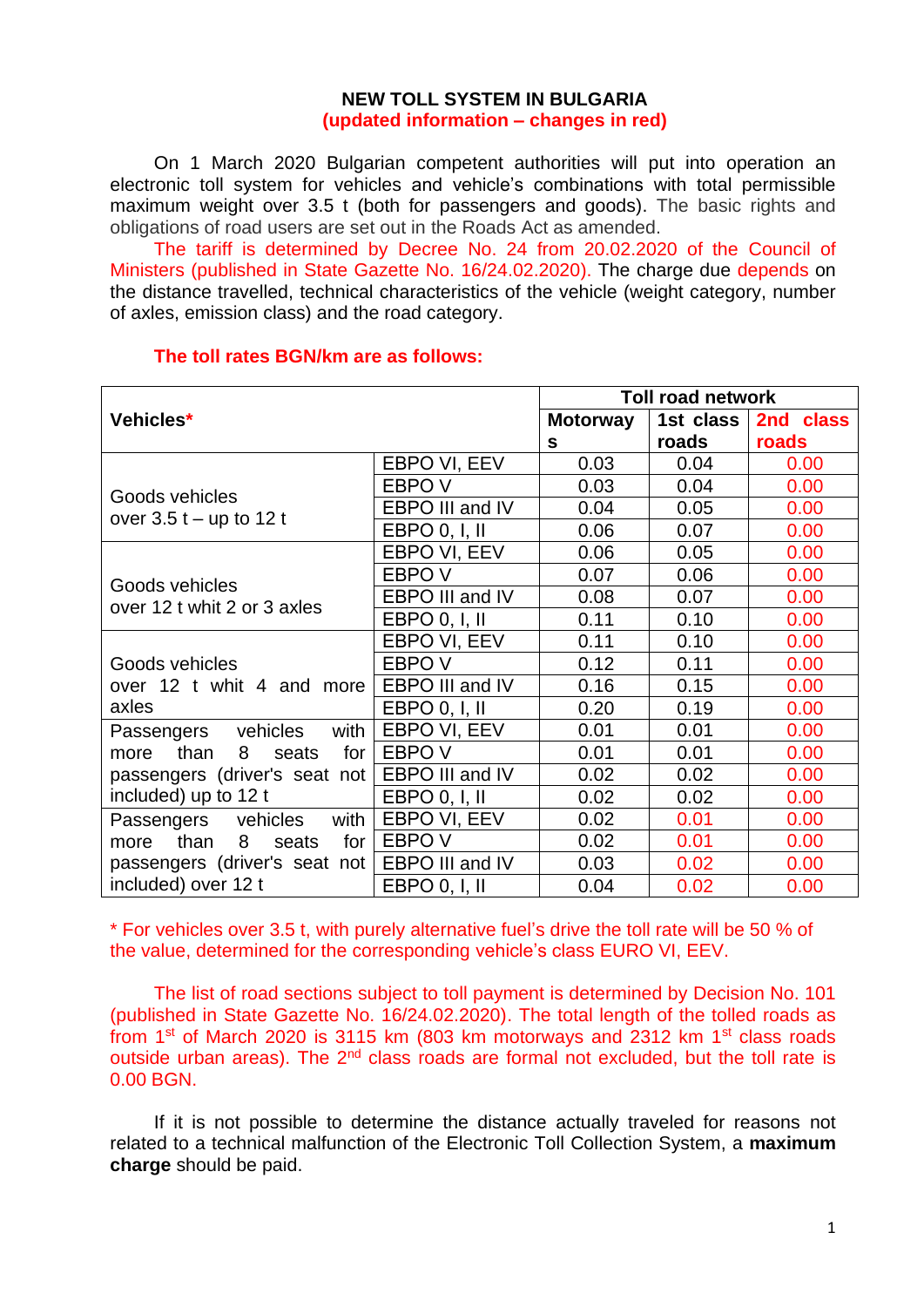**NEW TOLL SYSTEM IN BULGARIA**
**(updated information – changes in red)**

On 1 March 2020 Bulgarian competent authorities will put into operation an electronic toll system for vehicles and vehicle's combinations with total permissible maximum weight over 3.5 t (both for passengers and goods). The basic rights and obligations of road users are set out in the Roads Act as amended.

The tariff is determined by Decree No. 24 from 20.02.2020 of the Council of Ministers (published in State Gazette No. 16/24.02.2020). The charge due depends on the distance travelled, technical characteristics of the vehicle (weight category, number of axles, emission class) and the road category.

**The toll rates BGN/km are as follows:**

| Vehicles* | | Toll road network | | |
|---|---|---|---|---|
| | | Motorways | 1st class roads | 2nd class roads |
| Goods vehicles over 3.5 t – up to 12 t | EBPO VI, EEV | 0.03 | 0.04 | 0.00 |
| | EBPO V | 0.03 | 0.04 | 0.00 |
| | EBPO III and IV | 0.04 | 0.05 | 0.00 |
| | EBPO 0, I, II | 0.06 | 0.07 | 0.00 |
| Goods vehicles over 12 t whit 2 or 3 axles | EBPO VI, EEV | 0.06 | 0.05 | 0.00 |
| | EBPO V | 0.07 | 0.06 | 0.00 |
| | EBPO III and IV | 0.08 | 0.07 | 0.00 |
| | EBPO 0, I, II | 0.11 | 0.10 | 0.00 |
| Goods vehicles over 12 t whit 4 and more axles | EBPO VI, EEV | 0.11 | 0.10 | 0.00 |
| | EBPO V | 0.12 | 0.11 | 0.00 |
| | EBPO III and IV | 0.16 | 0.15 | 0.00 |
| | EBPO 0, I, II | 0.20 | 0.19 | 0.00 |
| Passengers vehicles with more than 8 seats for passengers (driver's seat not included) up to 12 t | EBPO VI, EEV | 0.01 | 0.01 | 0.00 |
| | EBPO V | 0.01 | 0.01 | 0.00 |
| | EBPO III and IV | 0.02 | 0.02 | 0.00 |
| | EBPO 0, I, II | 0.02 | 0.02 | 0.00 |
| Passengers vehicles with more than 8 seats for passengers (driver's seat not included) over 12 t | EBPO VI, EEV | 0.02 | 0.01 | 0.00 |
| | EBPO V | 0.02 | 0.01 | 0.00 |
| | EBPO III and IV | 0.03 | 0.02 | 0.00 |
| | EBPO 0, I, II | 0.04 | 0.02 | 0.00 |

* For vehicles over 3.5 t, with purely alternative fuel's drive the toll rate will be 50 % of the value, determined for the corresponding vehicle's class EURO VI, EEV.

The list of road sections subject to toll payment is determined by Decision No. 101 (published in State Gazette No. 16/24.02.2020). The total length of the tolled roads as from 1st of March 2020 is 3115 km (803 km motorways and 2312 km 1st class roads outside urban areas). The 2nd class roads are formal not excluded, but the toll rate is 0.00 BGN.

If it is not possible to determine the distance actually traveled for reasons not related to a technical malfunction of the Electronic Toll Collection System, a **maximum charge** should be paid.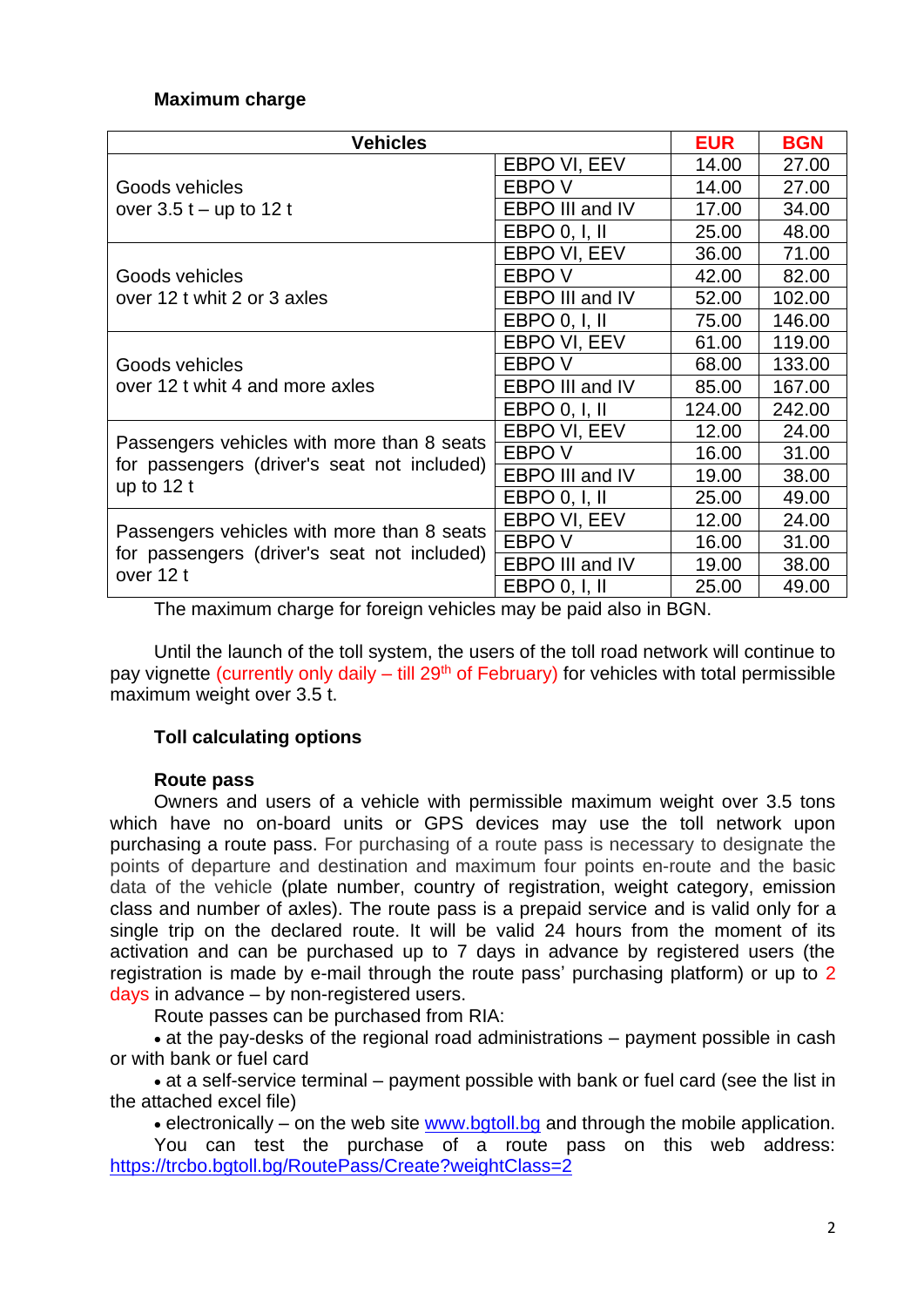**Maximum charge**

| Vehicles | | EUR | BGN |
|---|---|---|---|
| Goods vehicles over 3.5 t – up to 12 t | EBPO VI, EEV | 14.00 | 27.00 |
| | EBPO V | 14.00 | 27.00 |
| | EBPO III and IV | 17.00 | 34.00 |
| | EBPO 0, I, II | 25.00 | 48.00 |
| Goods vehicles over 12 t whit 2 or 3 axles | EBPO VI, EEV | 36.00 | 71.00 |
| | EBPO V | 42.00 | 82.00 |
| | EBPO III and IV | 52.00 | 102.00 |
| | EBPO 0, I, II | 75.00 | 146.00 |
| Goods vehicles over 12 t whit 4 and more axles | EBPO VI, EEV | 61.00 | 119.00 |
| | EBPO V | 68.00 | 133.00 |
| | EBPO III and IV | 85.00 | 167.00 |
| | EBPO 0, I, II | 124.00 | 242.00 |
| Passengers vehicles with more than 8 seats for passengers (driver's seat not included) up to 12 t | EBPO VI, EEV | 12.00 | 24.00 |
| | EBPO V | 16.00 | 31.00 |
| | EBPO III and IV | 19.00 | 38.00 |
| | EBPO 0, I, II | 25.00 | 49.00 |
| Passengers vehicles with more than 8 seats for passengers (driver's seat not included) over 12 t | EBPO VI, EEV | 12.00 | 24.00 |
| | EBPO V | 16.00 | 31.00 |
| | EBPO III and IV | 19.00 | 38.00 |
| | EBPO 0, I, II | 25.00 | 49.00 |

The maximum charge for foreign vehicles may be paid also in BGN.

Until the launch of the toll system, the users of the toll road network will continue to pay vignette (currently only daily – till 29th of February) for vehicles with total permissible maximum weight over 3.5 t.

**Toll calculating options**

**Route pass**

Owners and users of a vehicle with permissible maximum weight over 3.5 tons which have no on-board units or GPS devices may use the toll network upon purchasing a route pass. For purchasing of a route pass is necessary to designate the points of departure and destination and maximum four points en-route and the basic data of the vehicle (plate number, country of registration, weight category, emission class and number of axles). The route pass is a prepaid service and is valid only for a single trip on the declared route. It will be valid 24 hours from the moment of its activation and can be purchased up to 7 days in advance by registered users (the registration is made by e-mail through the route pass' purchasing platform) or up to 2 days in advance – by non-registered users.

Route passes can be purchased from RIA:

- at the pay-desks of the regional road administrations – payment possible in cash or with bank or fuel card
- at a self-service terminal – payment possible with bank or fuel card (see the list in the attached excel file)
- electronically – on the web site [www.bgtoll.bg](http://www.bgtoll.bg) and through the mobile application.

You can test the purchase of a route pass on this web address: [https://trcbo.bgtoll.bg/RoutePass/Create?weightClass=2](https://trcbo.bgtoll.bg/RoutePass/Create?weightClass=2)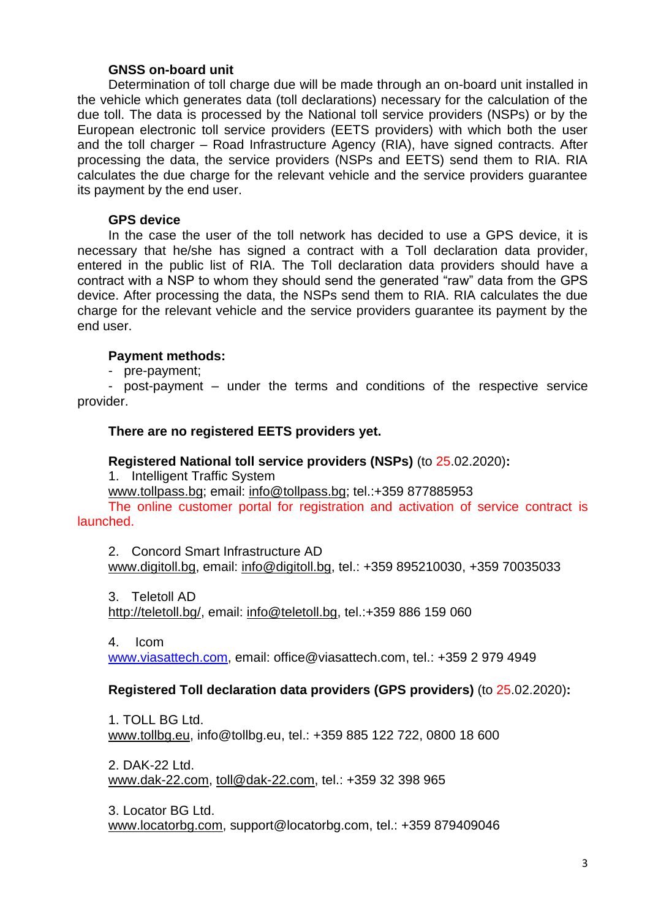**GNSS on-board unit**

Determination of toll charge due will be made through an on-board unit installed in the vehicle which generates data (toll declarations) necessary for the calculation of the due toll. The data is processed by the National toll service providers (NSPs) or by the European electronic toll service providers (EETS providers) with which both the user and the toll charger – Road Infrastructure Agency (RIA), have signed contracts. After processing the data, the service providers (NSPs and EETS) send them to RIA. RIA calculates the due charge for the relevant vehicle and the service providers guarantee its payment by the end user.

**GPS device**

In the case the user of the toll network has decided to use a GPS device, it is necessary that he/she has signed a contract with a Toll declaration data provider, entered in the public list of RIA. The Toll declaration data providers should have a contract with a NSP to whom they should send the generated "raw" data from the GPS device. After processing the data, the NSPs send them to RIA. RIA calculates the due charge for the relevant vehicle and the service providers guarantee its payment by the end user.

**Payment methods:**

- pre-payment;
- post-payment – under the terms and conditions of the respective service provider.

**There are no registered EETS providers yet.**

**Registered National toll service providers (NSPs)** (to 25.02.2020)**:**

1. Intelligent Traffic System
www.tollpass.bg; email: info@tollpass.bg; tel.:+359 877885953
The online customer portal for registration and activation of service contract is launched.

2. Concord Smart Infrastructure AD
www.digitoll.bg, email: info@digitoll.bg, tel.: +359 895210030, +359 70035033

3. Teletoll AD
http://teletoll.bg/, email: info@teletoll.bg, tel.:+359 886 159 060

4. Icom
www.viasattech.com, email: office@viasattech.com, tel.: +359 2 979 4949

**Registered Toll declaration data providers (GPS providers)** (to 25.02.2020)**:**

1. TOLL BG Ltd.
www.tollbg.eu, info@tollbg.eu, tel.: +359 885 122 722, 0800 18 600

2. DAK-22 Ltd.
www.dak-22.com, toll@dak-22.com, tel.: +359 32 398 965

3. Locator BG Ltd.
www.locatorbg.com, support@locatorbg.com, tel.: +359 879409046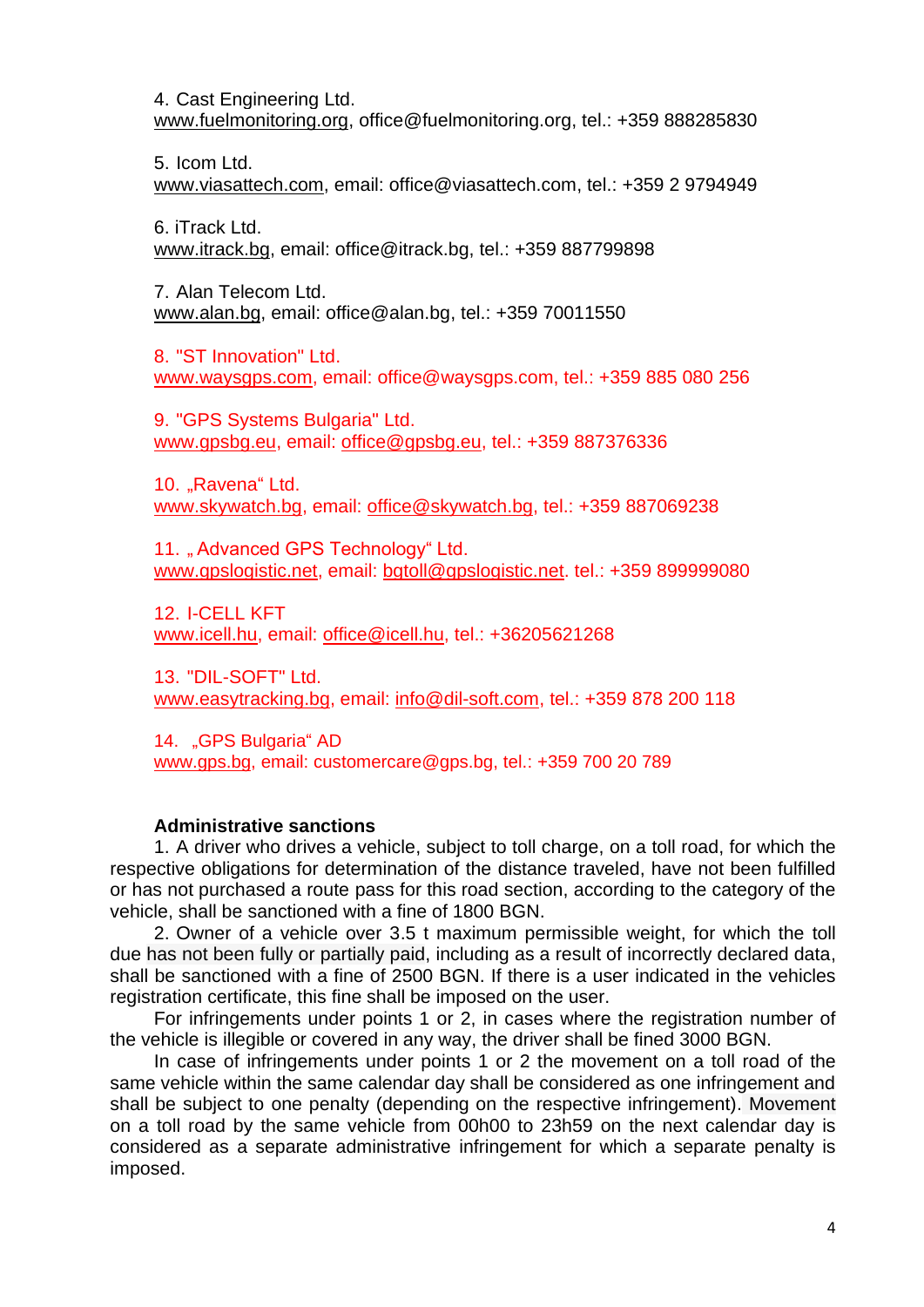4. Cast Engineering Ltd.
www.fuelmonitoring.org, office@fuelmonitoring.org, tel.: +359 888285830

5. Icom Ltd.
www.viasattech.com, email: office@viasattech.com, tel.: +359 2 9794949

6. iTrack Ltd.
www.itrack.bg, email: office@itrack.bg, tel.: +359 887799898

7. Alan Telecom Ltd.
www.alan.bg, email: office@alan.bg, tel.: +359 70011550

8. "ST Innovation" Ltd.
www.waysgps.com, email: office@waysgps.com, tel.: +359 885 080 256

9. "GPS Systems Bulgaria" Ltd.
www.gpsbg.eu, email: office@gpsbg.eu, tel.: +359 887376336

10. „Ravena" Ltd.
www.skywatch.bg, email: office@skywatch.bg, tel.: +359 887069238

11. „ Advanced GPS Technology" Ltd.
www.gpslogistic.net, email: bgtoll@gpslogistic.net. tel.: +359 899999080

12. I-CELL KFT
www.icell.hu, email: office@icell.hu, tel.: +36205621268

13. "DIL-SOFT" Ltd.
www.easytracking.bg, email: info@dil-soft.com, tel.: +359 878 200 118

14. „GPS Bulgaria" AD
www.gps.bg, email: customercare@gps.bg, tel.: +359 700 20 789

**Administrative sanctions**

1. A driver who drives a vehicle, subject to toll charge, on a toll road, for which the respective obligations for determination of the distance traveled, have not been fulfilled or has not purchased a route pass for this road section, according to the category of the vehicle, shall be sanctioned with a fine of 1800 BGN.

2. Owner of a vehicle over 3.5 t maximum permissible weight, for which the toll due has not been fully or partially paid, including as a result of incorrectly declared data, shall be sanctioned with a fine of 2500 BGN. If there is a user indicated in the vehicles registration certificate, this fine shall be imposed on the user.

For infringements under points 1 or 2, in cases where the registration number of the vehicle is illegible or covered in any way, the driver shall be fined 3000 BGN.

In case of infringements under points 1 or 2 the movement on a toll road of the same vehicle within the same calendar day shall be considered as one infringement and shall be subject to one penalty (depending on the respective infringement). Movement on a toll road by the same vehicle from 00h00 to 23h59 on the next calendar day is considered as a separate administrative infringement for which a separate penalty is imposed.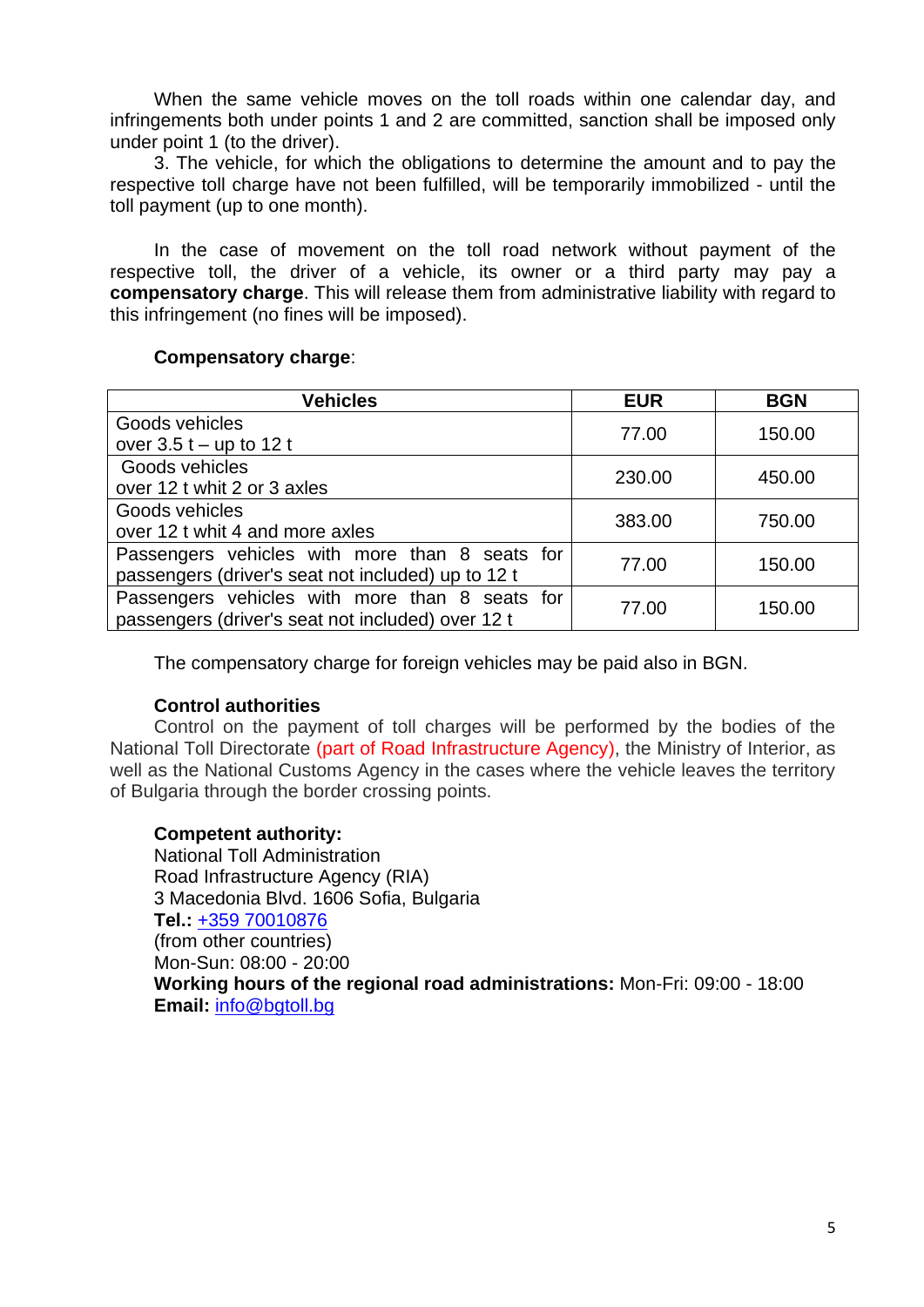When the same vehicle moves on the toll roads within one calendar day, and infringements both under points 1 and 2 are committed, sanction shall be imposed only under point 1 (to the driver).

3. The vehicle, for which the obligations to determine the amount and to pay the respective toll charge have not been fulfilled, will be temporarily immobilized - until the toll payment (up to one month).

In the case of movement on the toll road network without payment of the respective toll, the driver of a vehicle, its owner or a third party may pay a **compensatory charge**. This will release them from administrative liability with regard to this infringement (no fines will be imposed).

**Compensatory charge**:

| Vehicles | EUR | BGN |
|---|---|---|
| Goods vehicles over 3.5 t – up to 12 t | 77.00 | 150.00 |
| Goods vehicles over 12 t whit 2 or 3 axles | 230.00 | 450.00 |
| Goods vehicles over 12 t whit 4 and more axles | 383.00 | 750.00 |
| Passengers vehicles with more than 8 seats for passengers (driver's seat not included) up to 12 t | 77.00 | 150.00 |
| Passengers vehicles with more than 8 seats for passengers (driver's seat not included) over 12 t | 77.00 | 150.00 |

The compensatory charge for foreign vehicles may be paid also in BGN.

**Control authorities**

Control on the payment of toll charges will be performed by the bodies of the National Toll Directorate (part of Road Infrastructure Agency), the Ministry of Interior, as well as the National Customs Agency in the cases where the vehicle leaves the territory of Bulgaria through the border crossing points.

**Competent authority:**
National Toll Administration
Road Infrastructure Agency (RIA)
3 Macedonia Blvd. 1606 Sofia, Bulgaria
**Tel.:** +359 70010876
(from other countries)
Mon-Sun: 08:00 - 20:00
**Working hours of the regional road administrations:** Mon-Fri: 09:00 - 18:00
**Email:** info@bgtoll.bg